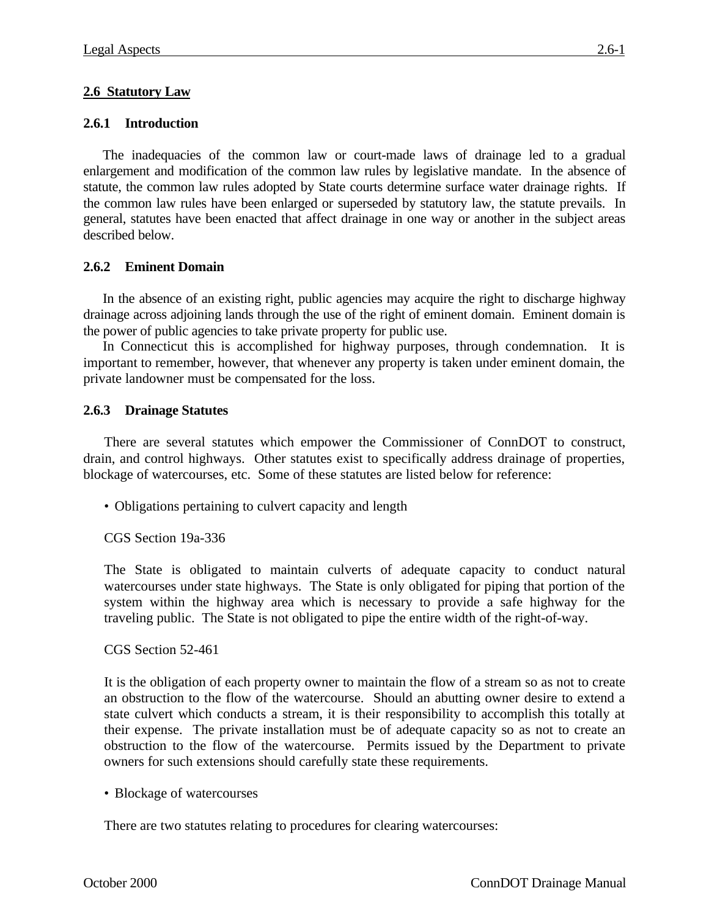## 2.6 Statutory Law

### 2.6.1 Introduction

The inadequacies of the common law or court-made laws of drainage led to a gradual enlargement and modification of the common law rules by legislative mandate. In the absence of statute, the common law rules adopted by State courts determine surface water drainage rights. If the common law rules have been enlarged or superseded by statutory law, the statute prevails. In general, statutes have been enacted that affect drainage in one way or another in the subject areas described below.

### 2.6.2 Eminent Domain

In the absence of an existing right, public agencies may acquire the right to discharge highway drainage across adjoining lands through the use of the right of eminent domain. Eminent domain is the power of public agencies to take private property for public use.

In Connecticut this is accomplished for highway purposes, through condemnation. It is important to remember, however, that whenever any property is taken under eminent domain, the private landowner must be compensated for the loss.

### 2.6.3 Drainage Statutes

There are several statutes which empower the Commissioner of ConnDOT to construct, drain, and control highways. Other statutes exist to specifically address drainage of properties, blockage of watercourses, etc. Some of these statutes are listed below for reference:

- Obligations pertaining to culvert capacity and length

  CGS Section 19a-336

  The State is obligated to maintain culverts of adequate capacity to conduct natural watercourses under state highways. The State is only obligated for piping that portion of the system within the highway area which is necessary to provide a safe highway for the traveling public. The State is not obligated to pipe the entire width of the right-of-way.

  CGS Section 52-461

  It is the obligation of each property owner to maintain the flow of a stream so as not to create an obstruction to the flow of the watercourse. Should an abutting owner desire to extend a state culvert which conducts a stream, it is their responsibility to accomplish this totally at their expense. The private installation must be of adequate capacity so as not to create an obstruction to the flow of the watercourse. Permits issued by the Department to private owners for such extensions should carefully state these requirements.

- Blockage of watercourses

  There are two statutes relating to procedures for clearing watercourses: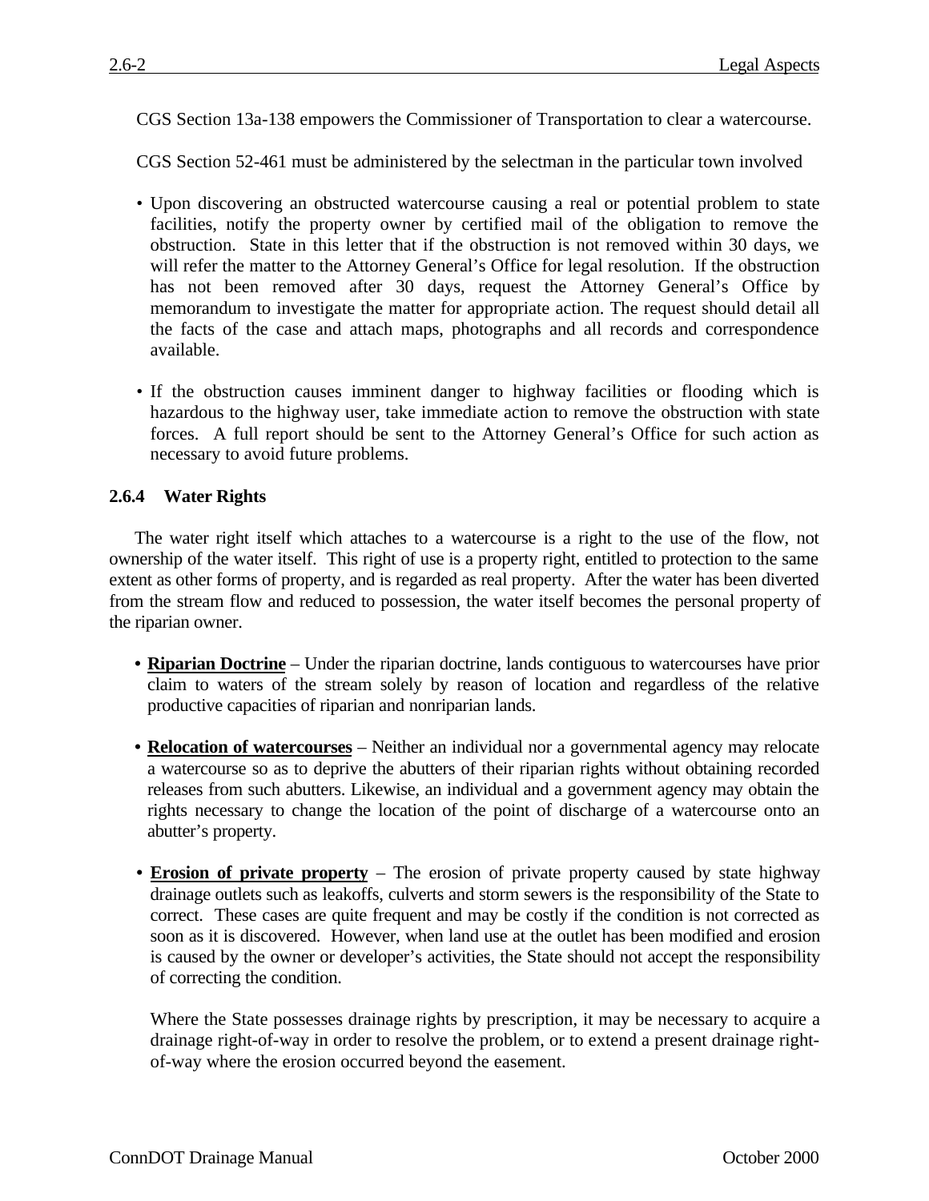CGS Section 13a-138 empowers the Commissioner of Transportation to clear a watercourse.

CGS Section 52-461 must be administered by the selectman in the particular town involved

- Upon discovering an obstructed watercourse causing a real or potential problem to state facilities, notify the property owner by certified mail of the obligation to remove the obstruction. State in this letter that if the obstruction is not removed within 30 days, we will refer the matter to the Attorney General's Office for legal resolution. If the obstruction has not been removed after 30 days, request the Attorney General's Office by memorandum to investigate the matter for appropriate action. The request should detail all the facts of the case and attach maps, photographs and all records and correspondence available.

- If the obstruction causes imminent danger to highway facilities or flooding which is hazardous to the highway user, take immediate action to remove the obstruction with state forces. A full report should be sent to the Attorney General's Office for such action as necessary to avoid future problems.

### 2.6.4 Water Rights

The water right itself which attaches to a watercourse is a right to the use of the flow, not ownership of the water itself. This right of use is a property right, entitled to protection to the same extent as other forms of property, and is regarded as real property. After the water has been diverted from the stream flow and reduced to possession, the water itself becomes the personal property of the riparian owner.

- **Riparian Doctrine** – Under the riparian doctrine, lands contiguous to watercourses have prior claim to waters of the stream solely by reason of location and regardless of the relative productive capacities of riparian and nonriparian lands.

- **Relocation of watercourses** – Neither an individual nor a governmental agency may relocate a watercourse so as to deprive the abutters of their riparian rights without obtaining recorded releases from such abutters. Likewise, an individual and a government agency may obtain the rights necessary to change the location of the point of discharge of a watercourse onto an abutter's property.

- **Erosion of private property** – The erosion of private property caused by state highway drainage outlets such as leakoffs, culverts and storm sewers is the responsibility of the State to correct. These cases are quite frequent and may be costly if the condition is not corrected as soon as it is discovered. However, when land use at the outlet has been modified and erosion is caused by the owner or developer's activities, the State should not accept the responsibility of correcting the condition.

  Where the State possesses drainage rights by prescription, it may be necessary to acquire a drainage right-of-way in order to resolve the problem, or to extend a present drainage right-of-way where the erosion occurred beyond the easement.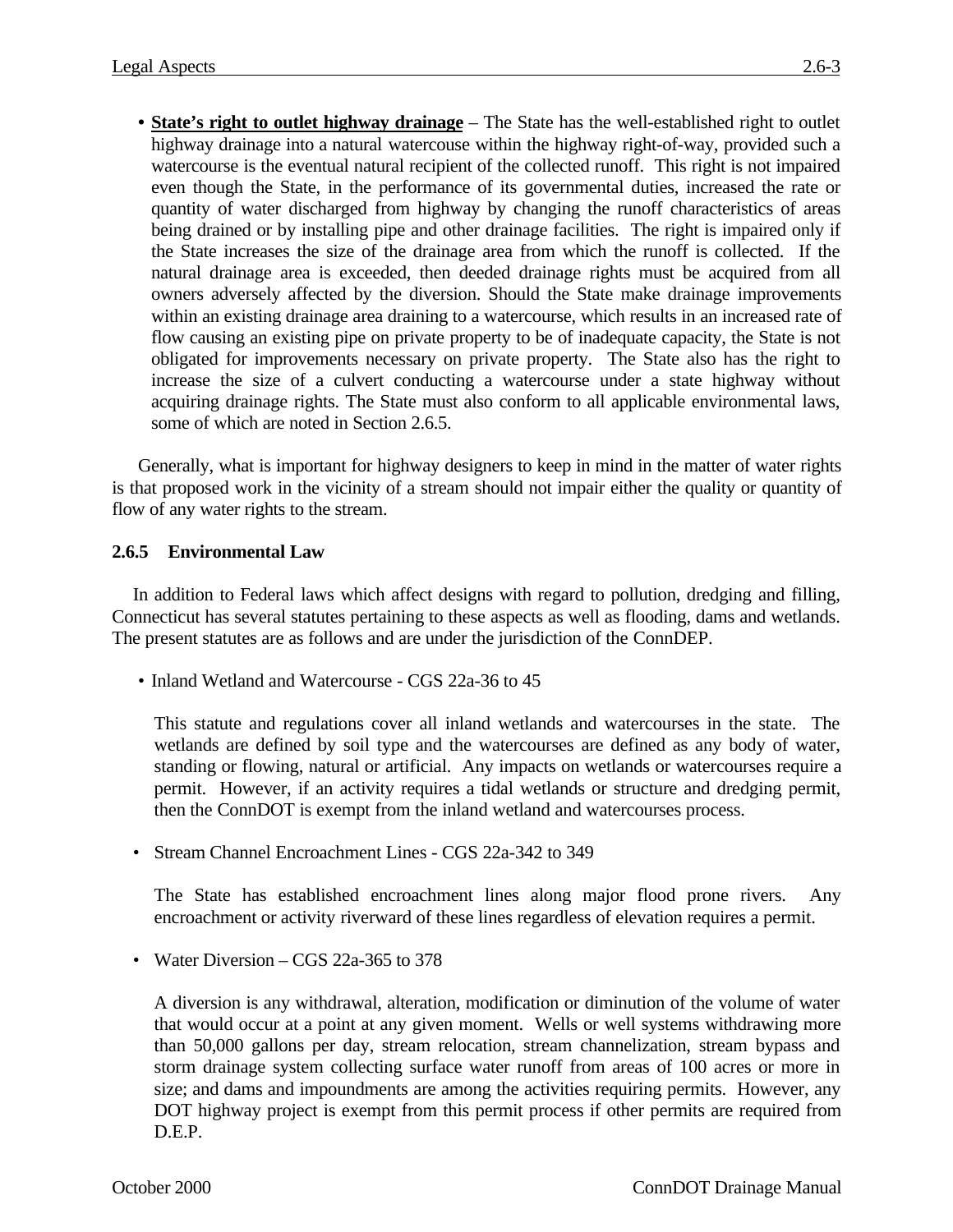- **State's right to outlet highway drainage** – The State has the well-established right to outlet highway drainage into a natural watercouse within the highway right-of-way, provided such a watercourse is the eventual natural recipient of the collected runoff. This right is not impaired even though the State, in the performance of its governmental duties, increased the rate or quantity of water discharged from highway by changing the runoff characteristics of areas being drained or by installing pipe and other drainage facilities. The right is impaired only if the State increases the size of the drainage area from which the runoff is collected. If the natural drainage area is exceeded, then deeded drainage rights must be acquired from all owners adversely affected by the diversion. Should the State make drainage improvements within an existing drainage area draining to a watercourse, which results in an increased rate of flow causing an existing pipe on private property to be of inadequate capacity, the State is not obligated for improvements necessary on private property. The State also has the right to increase the size of a culvert conducting a watercourse under a state highway without acquiring drainage rights. The State must also conform to all applicable environmental laws, some of which are noted in Section 2.6.5.

Generally, what is important for highway designers to keep in mind in the matter of water rights is that proposed work in the vicinity of a stream should not impair either the quality or quantity of flow of any water rights to the stream.

### 2.6.5 Environmental Law

In addition to Federal laws which affect designs with regard to pollution, dredging and filling, Connecticut has several statutes pertaining to these aspects as well as flooding, dams and wetlands. The present statutes are as follows and are under the jurisdiction of the ConnDEP.

- Inland Wetland and Watercourse - CGS 22a-36 to 45

  This statute and regulations cover all inland wetlands and watercourses in the state. The wetlands are defined by soil type and the watercourses are defined as any body of water, standing or flowing, natural or artificial. Any impacts on wetlands or watercourses require a permit. However, if an activity requires a tidal wetlands or structure and dredging permit, then the ConnDOT is exempt from the inland wetland and watercourses process.

- Stream Channel Encroachment Lines - CGS 22a-342 to 349

  The State has established encroachment lines along major flood prone rivers. Any encroachment or activity riverward of these lines regardless of elevation requires a permit.

- Water Diversion – CGS 22a-365 to 378

  A diversion is any withdrawal, alteration, modification or diminution of the volume of water that would occur at a point at any given moment. Wells or well systems withdrawing more than 50,000 gallons per day, stream relocation, stream channelization, stream bypass and storm drainage system collecting surface water runoff from areas of 100 acres or more in size; and dams and impoundments are among the activities requiring permits. However, any DOT highway project is exempt from this permit process if other permits are required from D.E.P.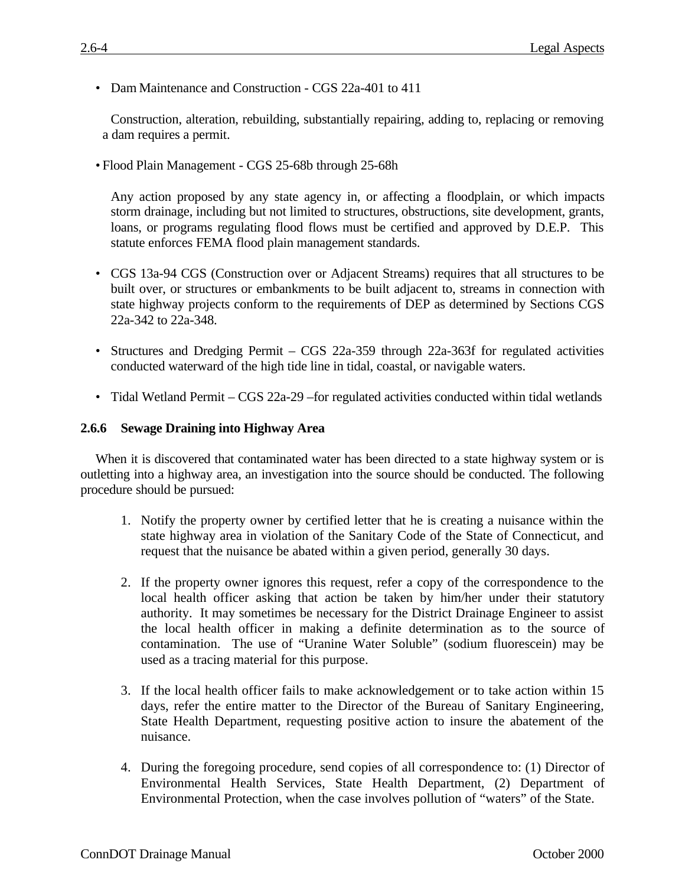- Dam Maintenance and Construction - CGS 22a-401 to 411

  Construction, alteration, rebuilding, substantially repairing, adding to, replacing or removing a dam requires a permit.

- Flood Plain Management - CGS 25-68b through 25-68h

  Any action proposed by any state agency in, or affecting a floodplain, or which impacts storm drainage, including but not limited to structures, obstructions, site development, grants, loans, or programs regulating flood flows must be certified and approved by D.E.P. This statute enforces FEMA flood plain management standards.

- CGS 13a-94 CGS (Construction over or Adjacent Streams) requires that all structures to be built over, or structures or embankments to be built adjacent to, streams in connection with state highway projects conform to the requirements of DEP as determined by Sections CGS 22a-342 to 22a-348.

- Structures and Dredging Permit – CGS 22a-359 through 22a-363f for regulated activities conducted waterward of the high tide line in tidal, coastal, or navigable waters.

- Tidal Wetland Permit – CGS 22a-29 –for regulated activities conducted within tidal wetlands

### 2.6.6 Sewage Draining into Highway Area

When it is discovered that contaminated water has been directed to a state highway system or is outletting into a highway area, an investigation into the source should be conducted. The following procedure should be pursued:

1. Notify the property owner by certified letter that he is creating a nuisance within the state highway area in violation of the Sanitary Code of the State of Connecticut, and request that the nuisance be abated within a given period, generally 30 days.

2. If the property owner ignores this request, refer a copy of the correspondence to the local health officer asking that action be taken by him/her under their statutory authority. It may sometimes be necessary for the District Drainage Engineer to assist the local health officer in making a definite determination as to the source of contamination. The use of "Uranine Water Soluble" (sodium fluorescein) may be used as a tracing material for this purpose.

3. If the local health officer fails to make acknowledgement or to take action within 15 days, refer the entire matter to the Director of the Bureau of Sanitary Engineering, State Health Department, requesting positive action to insure the abatement of the nuisance.

4. During the foregoing procedure, send copies of all correspondence to: (1) Director of Environmental Health Services, State Health Department, (2) Department of Environmental Protection, when the case involves pollution of "waters" of the State.